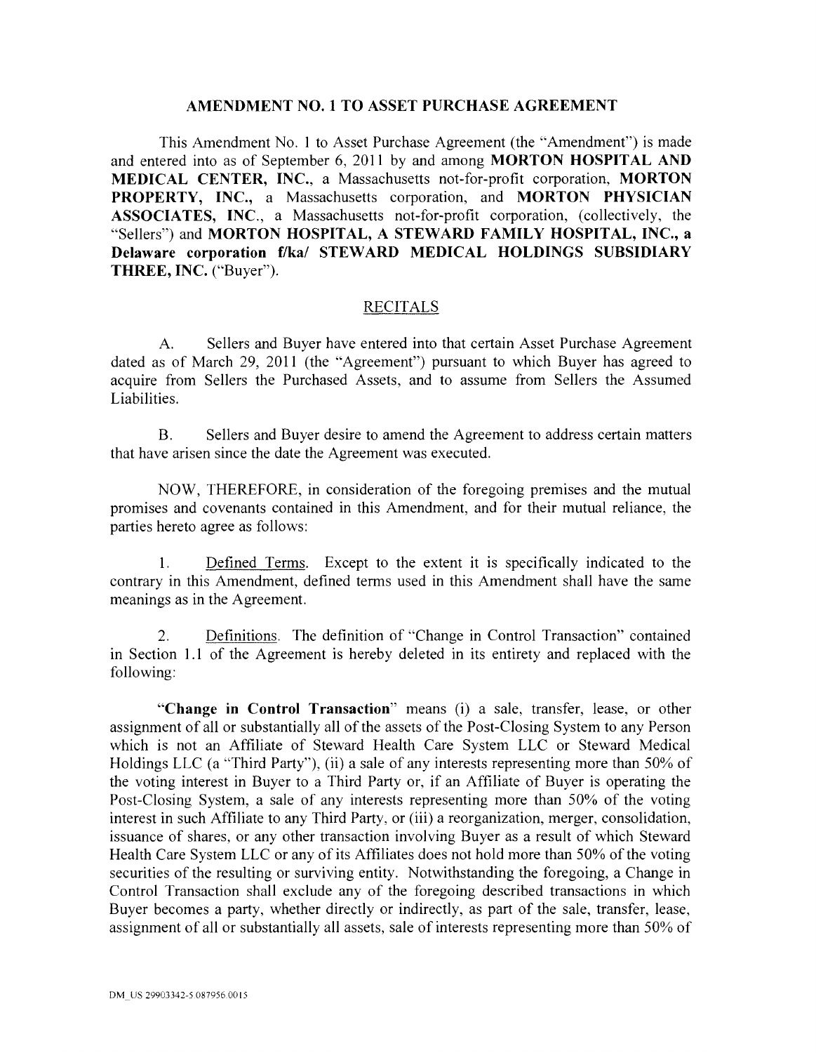## AMENDMENT NO. 1 TO ASSET PURCHASE AGREEMENT

This Amendment No. 1 to Asset Purchase Agreement (the "Amendment") is made and entered into as of September 6, 2011 by and among **MORTON HOSPITAL AND MEDICAL CENTER, INC.**, a Massachusetts not-for-profit corporation, **MORTON PROPERTY, INC.**, a Massachusetts corporation, and **MORTON PHYSICIAN ASSOCIATES, INC.**, a Massachusetts not-for-profit corporation, (collectively, the "Sellers") and **MORTON HOSPITAL, A STEWARD FAMILY HOSPITAL, INC., a Delaware corporation f/ka/ STEWARD MEDICAL HOLDINGS SUBSIDIARY THREE, INC.** ("Buyer").

### RECITALS

A. Sellers and Buyer have entered into that certain Asset Purchase Agreement dated as of March 29, 2011 (the "Agreement") pursuant to which Buyer has agreed to acquire from Sellers the Purchased Assets, and to assume from Sellers the Assumed Liabilities.

B. Sellers and Buyer desire to amend the Agreement to address certain matters that have arisen since the date the Agreement was executed.

NOW, THEREFORE, in consideration of the foregoing premises and the mutual promises and covenants contained in this Amendment, and for their mutual reliance, the parties hereto agree as follows:

1. Defined Terms. Except to the extent it is specifically indicated to the contrary in this Amendment, defined terms used in this Amendment shall have the same meanings as in the Agreement.

2. Definitions. The definition of "Change in Control Transaction" contained in Section 1.1 of the Agreement is hereby deleted in its entirety and replaced with the following:

"**Change in Control Transaction**" means (i) a sale, transfer, lease, or other assignment of all or substantially all of the assets of the Post-Closing System to any Person which is not an Affiliate of Steward Health Care System LLC or Steward Medical Holdings LLC (a "Third Party"), (ii) a sale of any interests representing more than 50% of the voting interest in Buyer to a Third Party or, if an Affiliate of Buyer is operating the Post-Closing System, a sale of any interests representing more than 50% of the voting interest in such Affiliate to any Third Party, or (iii) a reorganization, merger, consolidation, issuance of shares, or any other transaction involving Buyer as a result of which Steward Health Care System LLC or any of its Affiliates does not hold more than 50% of the voting securities of the resulting or surviving entity. Notwithstanding the foregoing, a Change in Control Transaction shall exclude any of the foregoing described transactions in which Buyer becomes a party, whether directly or indirectly, as part of the sale, transfer, lease, assignment of all or substantially all assets, sale of interests representing more than 50% of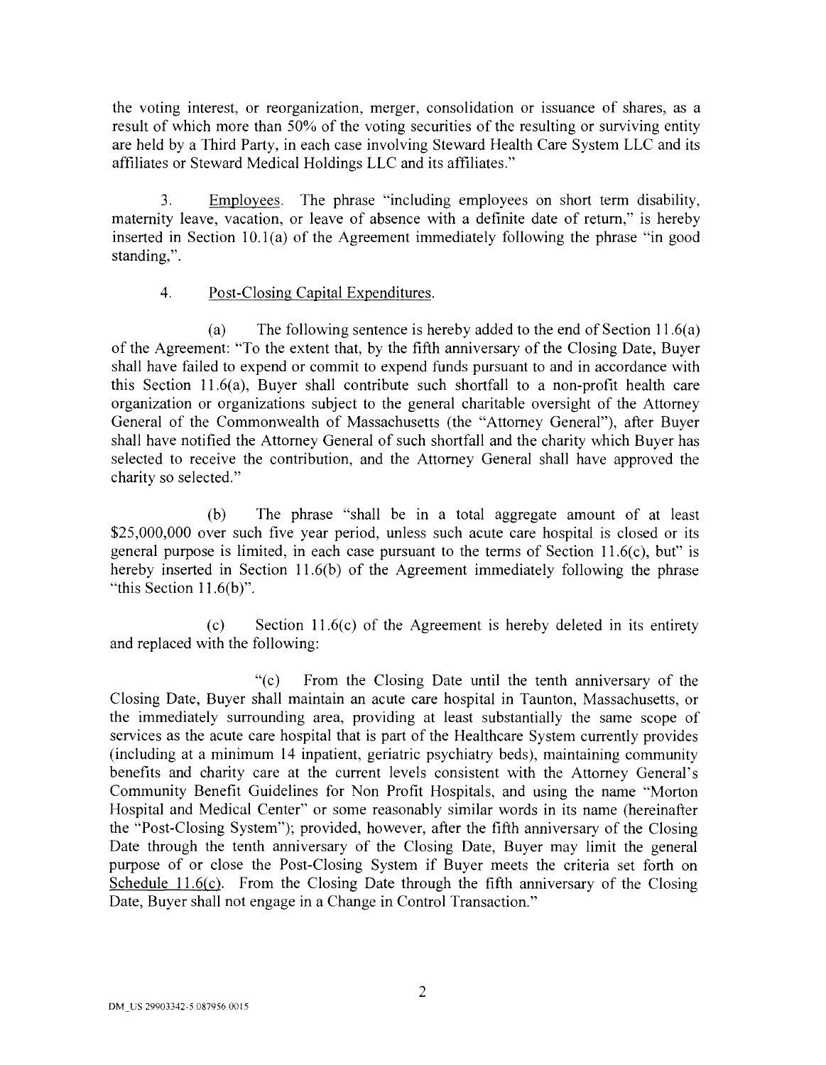the voting interest, or reorganization, merger, consolidation or issuance of shares, as a result of which more than 50% of the voting securities of the resulting or surviving entity are held by a Third Party, in each case involving Steward Health Care System LLC and its affiliates or Steward Medical Holdings LLC and its affiliates."

3. Employees. The phrase "including employees on short term disability, maternity leave, vacation, or leave of absence with a definite date of return," is hereby inserted in Section 10.1(a) of the Agreement immediately following the phrase "in good standing,".

4. Post-Closing Capital Expenditures.

(a) The following sentence is hereby added to the end of Section 11.6(a) of the Agreement: "To the extent that, by the fifth anniversary of the Closing Date, Buyer shall have failed to expend or commit to expend funds pursuant to and in accordance with this Section 11.6(a), Buyer shall contribute such shortfall to a non-profit health care organization or organizations subject to the general charitable oversight of the Attorney General of the Commonwealth of Massachusetts (the "Attorney General"), after Buyer shall have notified the Attorney General of such shortfall and the charity which Buyer has selected to receive the contribution, and the Attorney General shall have approved the charity so selected."

(b) The phrase "shall be in a total aggregate amount of at least $25,000,000 over such five year period, unless such acute care hospital is closed or its general purpose is limited, in each case pursuant to the terms of Section 11.6(c), but" is hereby inserted in Section 11.6(b) of the Agreement immediately following the phrase "this Section 11.6(b)".

(c) Section 11.6(c) of the Agreement is hereby deleted in its entirety and replaced with the following:

"(c) From the Closing Date until the tenth anniversary of the Closing Date, Buyer shall maintain an acute care hospital in Taunton, Massachusetts, or the immediately surrounding area, providing at least substantially the same scope of services as the acute care hospital that is part of the Healthcare System currently provides (including at a minimum 14 inpatient, geriatric psychiatry beds), maintaining community benefits and charity care at the current levels consistent with the Attorney General's Community Benefit Guidelines for Non Profit Hospitals, and using the name "Morton Hospital and Medical Center" or some reasonably similar words in its name (hereinafter the "Post-Closing System"); provided, however, after the fifth anniversary of the Closing Date through the tenth anniversary of the Closing Date, Buyer may limit the general purpose of or close the Post-Closing System if Buyer meets the criteria set forth on Schedule 11.6(c). From the Closing Date through the fifth anniversary of the Closing Date, Buyer shall not engage in a Change in Control Transaction."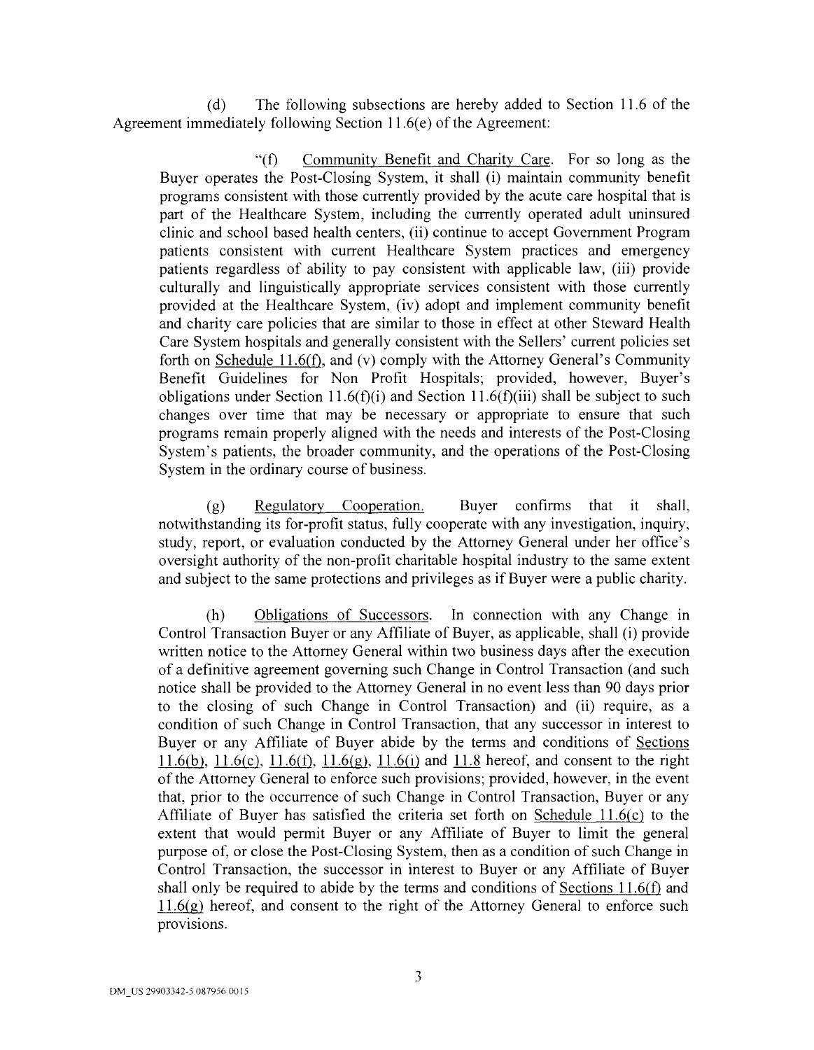(d) The following subsections are hereby added to Section 11.6 of the Agreement immediately following Section 11.6(e) of the Agreement:

"(f) Community Benefit and Charity Care. For so long as the Buyer operates the Post-Closing System, it shall (i) maintain community benefit programs consistent with those currently provided by the acute care hospital that is part of the Healthcare System, including the currently operated adult uninsured clinic and school based health centers, (ii) continue to accept Government Program patients consistent with current Healthcare System practices and emergency patients regardless of ability to pay consistent with applicable law, (iii) provide culturally and linguistically appropriate services consistent with those currently provided at the Healthcare System, (iv) adopt and implement community benefit and charity care policies that are similar to those in effect at other Steward Health Care System hospitals and generally consistent with the Sellers' current policies set forth on Schedule 11.6(f), and (v) comply with the Attorney General's Community Benefit Guidelines for Non Profit Hospitals; provided, however, Buyer's obligations under Section 11.6(f)(i) and Section 11.6(f)(iii) shall be subject to such changes over time that may be necessary or appropriate to ensure that such programs remain properly aligned with the needs and interests of the Post-Closing System's patients, the broader community, and the operations of the Post-Closing System in the ordinary course of business.

(g) Regulatory Cooperation. Buyer confirms that it shall, notwithstanding its for-profit status, fully cooperate with any investigation, inquiry, study, report, or evaluation conducted by the Attorney General under her office's oversight authority of the non-profit charitable hospital industry to the same extent and subject to the same protections and privileges as if Buyer were a public charity.

(h) Obligations of Successors. In connection with any Change in Control Transaction Buyer or any Affiliate of Buyer, as applicable, shall (i) provide written notice to the Attorney General within two business days after the execution of a definitive agreement governing such Change in Control Transaction (and such notice shall be provided to the Attorney General in no event less than 90 days prior to the closing of such Change in Control Transaction) and (ii) require, as a condition of such Change in Control Transaction, that any successor in interest to Buyer or any Affiliate of Buyer abide by the terms and conditions of Sections 11.6(b), 11.6(c), 11.6(f), 11.6(g), 11.6(i) and 11.8 hereof, and consent to the right of the Attorney General to enforce such provisions; provided, however, in the event that, prior to the occurrence of such Change in Control Transaction, Buyer or any Affiliate of Buyer has satisfied the criteria set forth on Schedule 11.6(c) to the extent that would permit Buyer or any Affiliate of Buyer to limit the general purpose of, or close the Post-Closing System, then as a condition of such Change in Control Transaction, the successor in interest to Buyer or any Affiliate of Buyer shall only be required to abide by the terms and conditions of Sections 11.6(f) and 11.6(g) hereof, and consent to the right of the Attorney General to enforce such provisions.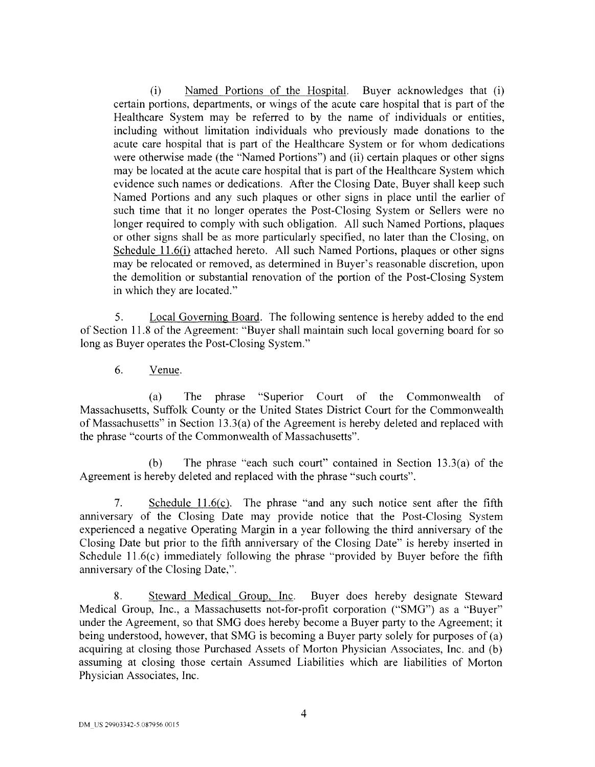(i) Named Portions of the Hospital. Buyer acknowledges that (i) certain portions, departments, or wings of the acute care hospital that is part of the Healthcare System may be referred to by the name of individuals or entities, including without limitation individuals who previously made donations to the acute care hospital that is part of the Healthcare System or for whom dedications were otherwise made (the "Named Portions") and (ii) certain plaques or other signs may be located at the acute care hospital that is part of the Healthcare System which evidence such names or dedications. After the Closing Date, Buyer shall keep such Named Portions and any such plaques or other signs in place until the earlier of such time that it no longer operates the Post-Closing System or Sellers were no longer required to comply with such obligation. All such Named Portions, plaques or other signs shall be as more particularly specified, no later than the Closing, on Schedule 11.6(i) attached hereto. All such Named Portions, plaques or other signs may be relocated or removed, as determined in Buyer's reasonable discretion, upon the demolition or substantial renovation of the portion of the Post-Closing System in which they are located."

5. Local Governing Board. The following sentence is hereby added to the end of Section 11.8 of the Agreement: "Buyer shall maintain such local governing board for so long as Buyer operates the Post-Closing System."

6. Venue.

(a) The phrase "Superior Court of the Commonwealth of Massachusetts, Suffolk County or the United States District Court for the Commonwealth of Massachusetts" in Section 13.3(a) of the Agreement is hereby deleted and replaced with the phrase "courts of the Commonwealth of Massachusetts".

(b) The phrase "each such court" contained in Section 13.3(a) of the Agreement is hereby deleted and replaced with the phrase "such courts".

7. Schedule 11.6(c). The phrase "and any such notice sent after the fifth anniversary of the Closing Date may provide notice that the Post-Closing System experienced a negative Operating Margin in a year following the third anniversary of the Closing Date but prior to the fifth anniversary of the Closing Date" is hereby inserted in Schedule 11.6(c) immediately following the phrase "provided by Buyer before the fifth anniversary of the Closing Date,".

8. Steward Medical Group, Inc. Buyer does hereby designate Steward Medical Group, Inc., a Massachusetts not-for-profit corporation ("SMG") as a "Buyer" under the Agreement, so that SMG does hereby become a Buyer party to the Agreement; it being understood, however, that SMG is becoming a Buyer party solely for purposes of (a) acquiring at closing those Purchased Assets of Morton Physician Associates, Inc. and (b) assuming at closing those certain Assumed Liabilities which are liabilities of Morton Physician Associates, Inc.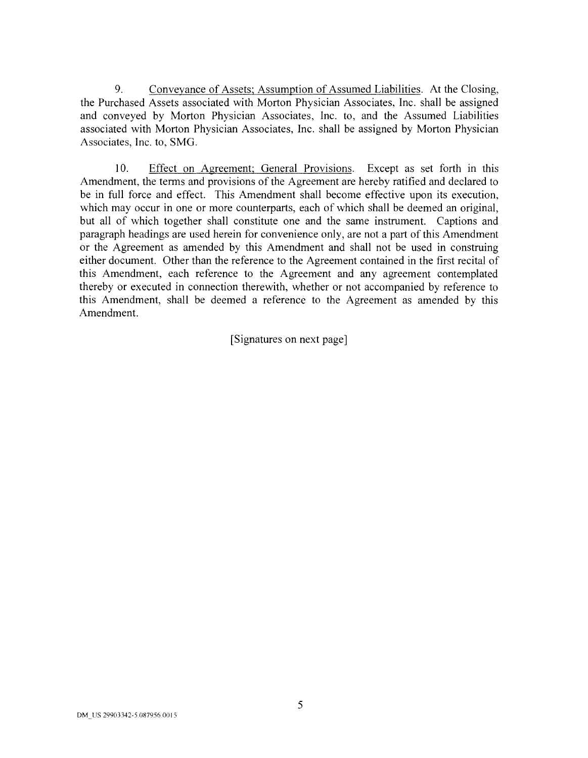9. <u>Conveyance of Assets; Assumption of Assumed Liabilities</u>. At the Closing, the Purchased Assets associated with Morton Physician Associates, Inc. shall be assigned and conveyed by Morton Physician Associates, Inc. to, and the Assumed Liabilities associated with Morton Physician Associates, Inc. shall be assigned by Morton Physician Associates, Inc. to, SMG.

10. <u>Effect on Agreement; General Provisions</u>. Except as set forth in this Amendment, the terms and provisions of the Agreement are hereby ratified and declared to be in full force and effect. This Amendment shall become effective upon its execution, which may occur in one or more counterparts, each of which shall be deemed an original, but all of which together shall constitute one and the same instrument. Captions and paragraph headings are used herein for convenience only, are not a part of this Amendment or the Agreement as amended by this Amendment and shall not be used in construing either document. Other than the reference to the Agreement contained in the first recital of this Amendment, each reference to the Agreement and any agreement contemplated thereby or executed in connection therewith, whether or not accompanied by reference to this Amendment, shall be deemed a reference to the Agreement as amended by this Amendment.

[Signatures on next page]

DM_US 29903342-5.087956.0015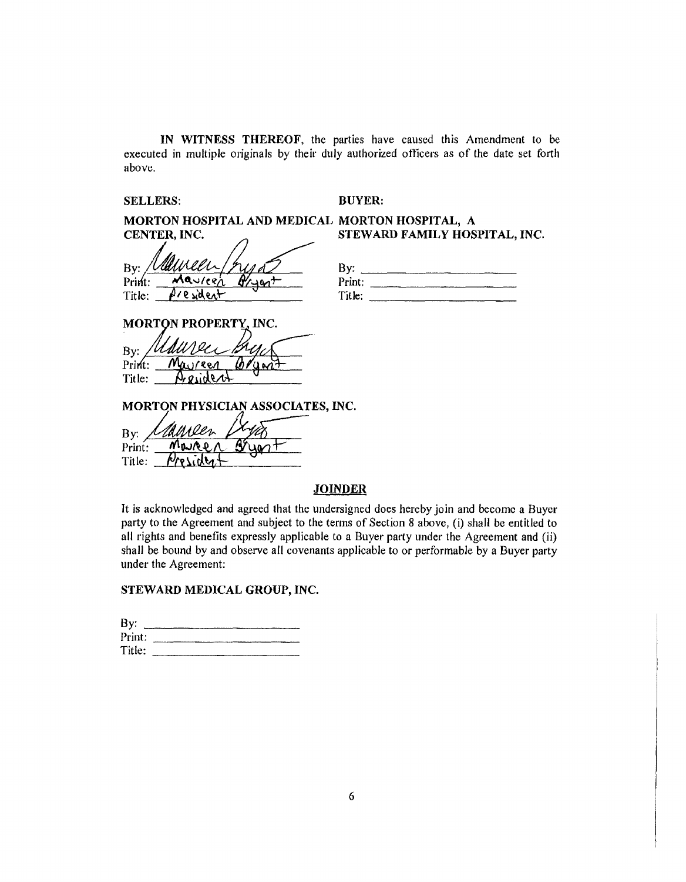**IN WITNESS THEREOF**, the parties have caused this Amendment to be executed in multiple originals by their duly authorized officers as of the date set forth above.

**SELLERS:**

**MORTON HOSPITAL AND MEDICAL CENTER, INC.**

By: Maureen Bryant
Print: Maureen Bryant
Title: President

**MORTON PROPERTY, INC.**

By: Maureen Bryant
Print: Maureen Bryant
Title: President

**MORTON PHYSICIAN ASSOCIATES, INC.**

By: Maureen Bryant
Print: Maureen Bryant
Title: President

**BUYER:**

**MORTON HOSPITAL, A STEWARD FAMILY HOSPITAL, INC.**

By: \_\_\_\_\_\_\_\_\_\_\_\_\_\_\_\_\_\_\_\_
Print: \_\_\_\_\_\_\_\_\_\_\_\_\_\_\_\_\_\_\_\_
Title: \_\_\_\_\_\_\_\_\_\_\_\_\_\_\_\_\_\_\_\_

## JOINDER

It is acknowledged and agreed that the undersigned does hereby join and become a Buyer party to the Agreement and subject to the terms of Section 8 above, (i) shall be entitled to all rights and benefits expressly applicable to a Buyer party under the Agreement and (ii) shall be bound by and observe all covenants applicable to or performable by a Buyer party under the Agreement:

**STEWARD MEDICAL GROUP, INC.**

By: \_\_\_\_\_\_\_\_\_\_\_\_\_\_\_\_\_\_\_\_
Print: \_\_\_\_\_\_\_\_\_\_\_\_\_\_\_\_\_\_\_\_
Title: \_\_\_\_\_\_\_\_\_\_\_\_\_\_\_\_\_\_\_\_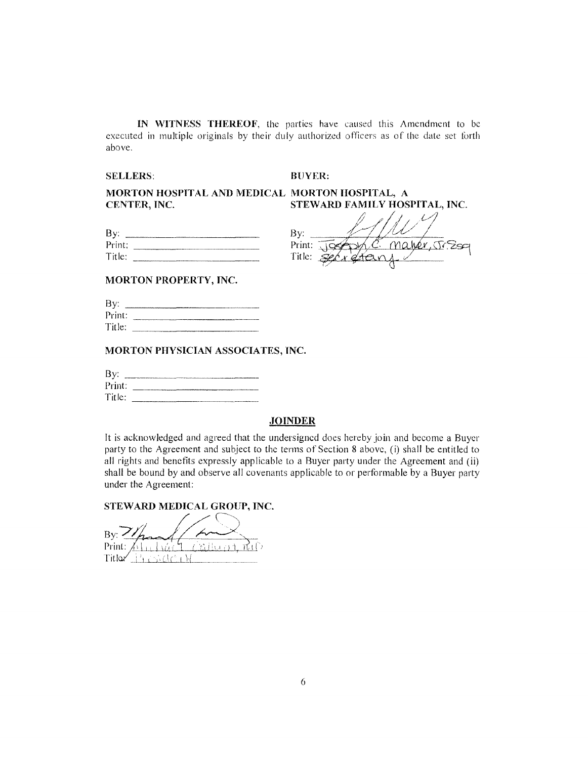**IN WITNESS THEREOF**, the parties have caused this Amendment to be executed in multiple originals by their duly authorized officers as of the date set forth above.

**SELLERS:**

**MORTON HOSPITAL AND MEDICAL CENTER, INC.**

By: ____________________
Print: ____________________
Title: ____________________

**BUYER:**

**MORTON HOSPITAL, A STEWARD FAMILY HOSPITAL, INC.**

By: [signature]
Print: Joseph C. Maher, Jr. Esq
Title: Secretary

**MORTON PROPERTY, INC.**

By: ____________________
Print: ____________________
Title: ____________________

**MORTON PHYSICIAN ASSOCIATES, INC.**

By: ____________________
Print: ____________________
Title: ____________________

## JOINDER

It is acknowledged and agreed that the undersigned does hereby join and become a Buyer party to the Agreement and subject to the terms of Section 8 above, (i) shall be entitled to all rights and benefits expressly applicable to a Buyer party under the Agreement and (ii) shall be bound by and observe all covenants applicable to or performable by a Buyer party under the Agreement:

**STEWARD MEDICAL GROUP, INC.**

By: [signature]
Print: Michael Callum, MD
Title: President